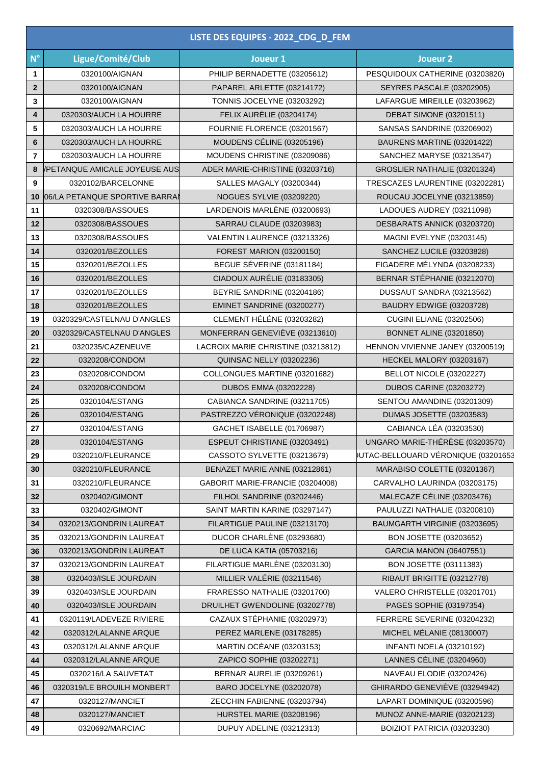| LISTE DES EQUIPES - 2022_CDG_D_FEM | | | |
|---|---|---|---|
| N° | Ligue/Comité/Club | Joueur 1 | Joueur 2 |
| 1 | 0320100/AIGNAN | PHILIP BERNADETTE (03205612) | PESQUIDOUX CATHERINE (03203820) |
| 2 | 0320100/AIGNAN | PAPAREL ARLETTE (03214172) | SEYRES PASCALE (03202905) |
| 3 | 0320100/AIGNAN | TONNIS JOCELYNE (03203292) | LAFARGUE MIREILLE (03203962) |
| 4 | 0320303/AUCH LA HOURRE | FELIX AURÉLIE (03204174) | DEBAT SIMONE (03201511) |
| 5 | 0320303/AUCH LA HOURRE | FOURNIE FLORENCE (03201567) | SANSAS SANDRINE (03206902) |
| 6 | 0320303/AUCH LA HOURRE | MOUDENS CÉLINE (03205196) | BAURENS MARTINE (03201422) |
| 7 | 0320303/AUCH LA HOURRE | MOUDENS CHRISTINE (03209086) | SANCHEZ MARYSE (03213547) |
| 8 | /PETANQUE AMICALE JOYEUSE AUS | ADER MARIE-CHRISTINE (03203716) | GROSLIER NATHALIE (03201324) |
| 9 | 0320102/BARCELONNE | SALLES MAGALY (03200344) | TRESCAZES LAURENTINE (03202281) |
| 10 | 06/LA PETANQUE SPORTIVE BARRAI | NOGUES SYLVIE (03209220) | ROUCAU JOCELYNE (03213859) |
| 11 | 0320308/BASSOUES | LARDENOIS MARLÈNE (03200693) | LADOUES AUDREY (03211098) |
| 12 | 0320308/BASSOUES | SARRAU CLAUDE (03203983) | DESBARATS ANNICK (03203720) |
| 13 | 0320308/BASSOUES | VALENTIN LAURENCE (03213326) | MAGNI EVELYNE (03203145) |
| 14 | 0320201/BEZOLLES | FOREST MARION (03200150) | SANCHEZ LUCILE (03203828) |
| 15 | 0320201/BEZOLLES | BEGUE SÉVERINE (03181184) | FIGADERE MÉLYNDA (03208233) |
| 16 | 0320201/BEZOLLES | CIADOUX AURÉLIE (03183305) | BERNAR STÉPHANIE (03212070) |
| 17 | 0320201/BEZOLLES | BEYRIE SANDRINE (03204186) | DUSSAUT SANDRA (03213562) |
| 18 | 0320201/BEZOLLES | EMINET SANDRINE (03200277) | BAUDRY EDWIGE (03203728) |
| 19 | 0320329/CASTELNAU D'ANGLES | CLEMENT HÉLÈNE (03203282) | CUGINI ELIANE (03202506) |
| 20 | 0320329/CASTELNAU D'ANGLES | MONFERRAN GENEVIÈVE (03213610) | BONNET ALINE (03201850) |
| 21 | 0320235/CAZENEUVE | LACROIX MARIE CHRISTINE (03213812) | HENNON VIVIENNE JANEY (03200519) |
| 22 | 0320208/CONDOM | QUINSAC NELLY (03202236) | HECKEL MALORY (03203167) |
| 23 | 0320208/CONDOM | COLLONGUES MARTINE (03201682) | BELLOT NICOLE (03202227) |
| 24 | 0320208/CONDOM | DUBOS EMMA (03202228) | DUBOS CARINE (03203272) |
| 25 | 0320104/ESTANG | CABIANCA SANDRINE (03211705) | SENTOU AMANDINE (03201309) |
| 26 | 0320104/ESTANG | PASTREZZO VÉRONIQUE (03202248) | DUMAS JOSETTE (03203583) |
| 27 | 0320104/ESTANG | GACHET ISABELLE (01706987) | CABIANCA LÉA (03203530) |
| 28 | 0320104/ESTANG | ESPEUT CHRISTIANE (03203491) | UNGARO MARIE-THÉRÈSE (03203570) |
| 29 | 0320210/FLEURANCE | CASSOTO SYLVETTE (03213679) | )UTAC-BELLOUARD VÉRONIQUE (03201653 |
| 30 | 0320210/FLEURANCE | BENAZET MARIE ANNE (03212861) | MARABISO COLETTE (03201367) |
| 31 | 0320210/FLEURANCE | GABORIT MARIE-FRANCIE (03204008) | CARVALHO LAURINDA (03203175) |
| 32 | 0320402/GIMONT | FILHOL SANDRINE (03202446) | MALECAZE CÉLINE (03203476) |
| 33 | 0320402/GIMONT | SAINT MARTIN KARINE (03297147) | PAULUZZI NATHALIE (03200810) |
| 34 | 0320213/GONDRIN LAUREAT | FILARTIGUE PAULINE (03213170) | BAUMGARTH VIRGINIE (03203695) |
| 35 | 0320213/GONDRIN LAUREAT | DUCOR CHARLÈNE (03293680) | BON JOSETTE (03203652) |
| 36 | 0320213/GONDRIN LAUREAT | DE LUCA KATIA (05703216) | GARCIA MANON (06407551) |
| 37 | 0320213/GONDRIN LAUREAT | FILARTIGUE MARLÈNE (03203130) | BON JOSETTE (03111383) |
| 38 | 0320403/ISLE JOURDAIN | MILLIER VALÉRIE (03211546) | RIBAUT BRIGITTE (03212778) |
| 39 | 0320403/ISLE JOURDAIN | FRARESSO NATHALIE (03201700) | VALERO CHRISTELLE (03201701) |
| 40 | 0320403/ISLE JOURDAIN | DRUILHET GWENDOLINE (03202778) | PAGES SOPHIE (03197354) |
| 41 | 0320119/LADEVEZE RIVIERE | CAZAUX STÉPHANIE (03202973) | FERRERE SEVERINE (03204232) |
| 42 | 0320312/LALANNE ARQUE | PEREZ MARLENE (03178285) | MICHEL MÉLANIE (08130007) |
| 43 | 0320312/LALANNE ARQUE | MARTIN OCÉANE (03203153) | INFANTI NOELA (03210192) |
| 44 | 0320312/LALANNE ARQUE | ZAPICO SOPHIE (03202271) | LANNES CÉLINE (03204960) |
| 45 | 0320216/LA SAUVETAT | BERNAR AURELIE (03209261) | NAVEAU ELODIE (03202426) |
| 46 | 0320319/LE BROUILH MONBERT | BARO JOCELYNE (03202078) | GHIRARDO GENEVIÈVE (03294942) |
| 47 | 0320127/MANCIET | ZECCHIN FABIENNE (03203794) | LAPART DOMINIQUE (03200596) |
| 48 | 0320127/MANCIET | HURSTEL MARIE (03208196) | MUNOZ ANNE-MARIE (03202123) |
| 49 | 0320692/MARCIAC | DUPUY ADELINE (03212313) | BOIZIOT PATRICIA (03203230) |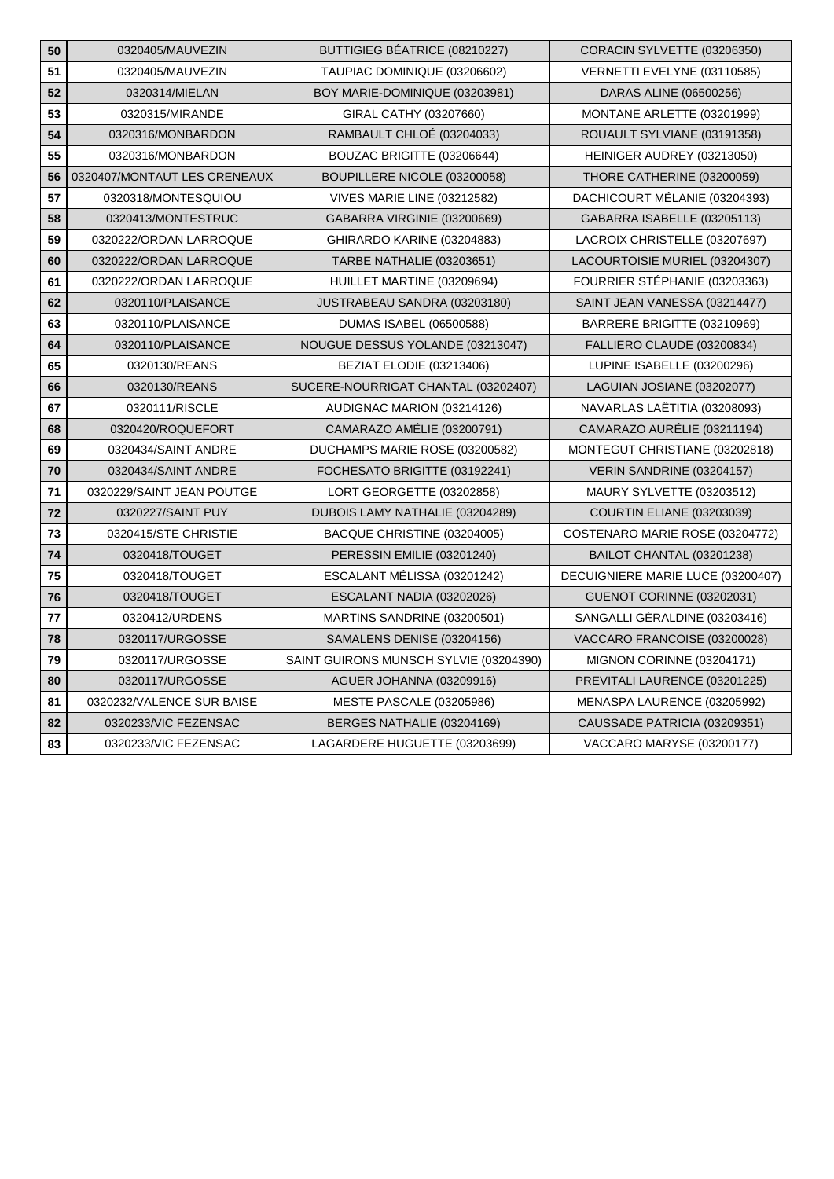| | | | |
|---|---|---|---|
| 50 | 0320405/MAUVEZIN | BUTTIGIEG BÉATRICE (08210227) | CORACIN SYLVETTE (03206350) |
| 51 | 0320405/MAUVEZIN | TAUPIAC DOMINIQUE (03206602) | VERNETTI EVELYNE (03110585) |
| 52 | 0320314/MIELAN | BOY MARIE-DOMINIQUE (03203981) | DARAS ALINE (06500256) |
| 53 | 0320315/MIRANDE | GIRAL CATHY (03207660) | MONTANE ARLETTE (03201999) |
| 54 | 0320316/MONBARDON | RAMBAULT CHLOÉ (03204033) | ROUAULT SYLVIANE (03191358) |
| 55 | 0320316/MONBARDON | BOUZAC BRIGITTE (03206644) | HEINIGER AUDREY (03213050) |
| 56 | 0320407/MONTAUT LES CRENEAUX | BOUPILLERE NICOLE (03200058) | THORE CATHERINE (03200059) |
| 57 | 0320318/MONTESQUIOU | VIVES MARIE LINE (03212582) | DACHICOURT MÉLANIE (03204393) |
| 58 | 0320413/MONTESTRUC | GABARRA VIRGINIE (03200669) | GABARRA ISABELLE (03205113) |
| 59 | 0320222/ORDAN LARROQUE | GHIRARDO KARINE (03204883) | LACROIX CHRISTELLE (03207697) |
| 60 | 0320222/ORDAN LARROQUE | TARBE NATHALIE (03203651) | LACOURTOISIE MURIEL (03204307) |
| 61 | 0320222/ORDAN LARROQUE | HUILLET MARTINE (03209694) | FOURRIER STÉPHANIE (03203363) |
| 62 | 0320110/PLAISANCE | JUSTRABEAU SANDRA (03203180) | SAINT JEAN VANESSA (03214477) |
| 63 | 0320110/PLAISANCE | DUMAS ISABEL (06500588) | BARRERE BRIGITTE (03210969) |
| 64 | 0320110/PLAISANCE | NOUGUE DESSUS YOLANDE (03213047) | FALLIERO CLAUDE (03200834) |
| 65 | 0320130/REANS | BEZIAT ELODIE (03213406) | LUPINE ISABELLE (03200296) |
| 66 | 0320130/REANS | SUCERE-NOURRIGAT CHANTAL (03202407) | LAGUIAN JOSIANE (03202077) |
| 67 | 0320111/RISCLE | AUDIGNAC MARION (03214126) | NAVARLAS LAËTITIA (03208093) |
| 68 | 0320420/ROQUEFORT | CAMARAZO AMÉLIE (03200791) | CAMARAZO AURÉLIE (03211194) |
| 69 | 0320434/SAINT ANDRE | DUCHAMPS MARIE ROSE (03200582) | MONTEGUT CHRISTIANE (03202818) |
| 70 | 0320434/SAINT ANDRE | FOCHESATO BRIGITTE (03192241) | VERIN SANDRINE (03204157) |
| 71 | 0320229/SAINT JEAN POUTGE | LORT GEORGETTE (03202858) | MAURY SYLVETTE (03203512) |
| 72 | 0320227/SAINT PUY | DUBOIS LAMY NATHALIE (03204289) | COURTIN ELIANE (03203039) |
| 73 | 0320415/STE CHRISTIE | BACQUE CHRISTINE (03204005) | COSTENARO MARIE ROSE (03204772) |
| 74 | 0320418/TOUGET | PERESSIN EMILIE (03201240) | BAILOT CHANTAL (03201238) |
| 75 | 0320418/TOUGET | ESCALANT MÉLISSA (03201242) | DECUIGNIERE MARIE LUCE (03200407) |
| 76 | 0320418/TOUGET | ESCALANT NADIA (03202026) | GUENOT CORINNE (03202031) |
| 77 | 0320412/URDENS | MARTINS SANDRINE (03200501) | SANGALLI GÉRALDINE (03203416) |
| 78 | 0320117/URGOSSE | SAMALENS DENISE (03204156) | VACCARO FRANCOISE (03200028) |
| 79 | 0320117/URGOSSE | SAINT GUIRONS MUNSCH SYLVIE (03204390) | MIGNON CORINNE (03204171) |
| 80 | 0320117/URGOSSE | AGUER JOHANNA (03209916) | PREVITALI LAURENCE (03201225) |
| 81 | 0320232/VALENCE SUR BAISE | MESTE PASCALE (03205986) | MENASPA LAURENCE (03205992) |
| 82 | 0320233/VIC FEZENSAC | BERGES NATHALIE (03204169) | CAUSSADE PATRICIA (03209351) |
| 83 | 0320233/VIC FEZENSAC | LAGARDERE HUGUETTE (03203699) | VACCARO MARYSE (03200177) |